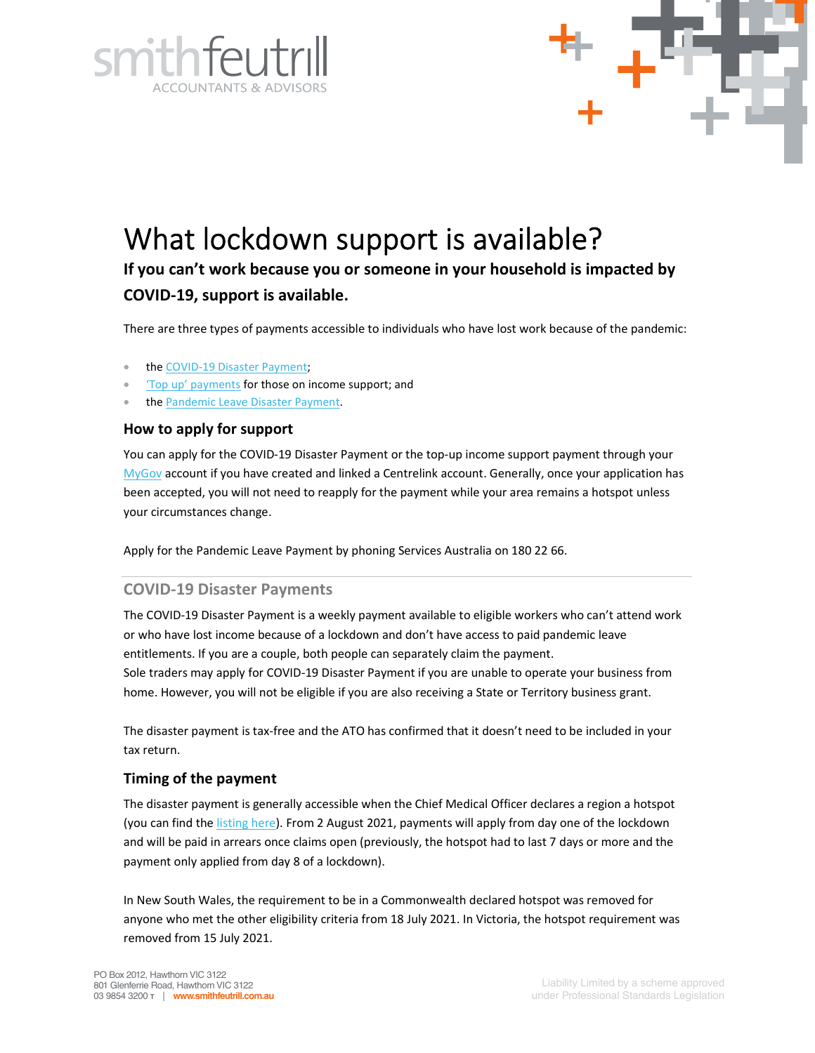# What lockdown support is available?

**If you can't work because you or someone in your household is impacted by COVID-19, support is available.**

There are three types of payments accessible to individuals who have lost work because of the pandemic:

- the COVID-19 Disaster Payment;
- 'Top up' payments for those on income support; and
- the Pandemic Leave Disaster Payment.

### How to apply for support

You can apply for the COVID-19 Disaster Payment or the top-up income support payment through your MyGov account if you have created and linked a Centrelink account. Generally, once your application has been accepted, you will not need to reapply for the payment while your area remains a hotspot unless your circumstances change.

Apply for the Pandemic Leave Payment by phoning Services Australia on 180 22 66.

## COVID-19 Disaster Payments

The COVID-19 Disaster Payment is a weekly payment available to eligible workers who can't attend work or who have lost income because of a lockdown and don't have access to paid pandemic leave entitlements. If you are a couple, both people can separately claim the payment.
Sole traders may apply for COVID-19 Disaster Payment if you are unable to operate your business from home. However, you will not be eligible if you are also receiving a State or Territory business grant.

The disaster payment is tax-free and the ATO has confirmed that it doesn't need to be included in your tax return.

### Timing of the payment

The disaster payment is generally accessible when the Chief Medical Officer declares a region a hotspot (you can find the listing here). From 2 August 2021, payments will apply from day one of the lockdown and will be paid in arrears once claims open (previously, the hotspot had to last 7 days or more and the payment only applied from day 8 of a lockdown).

In New South Wales, the requirement to be in a Commonwealth declared hotspot was removed for anyone who met the other eligibility criteria from 18 July 2021. In Victoria, the hotspot requirement was removed from 15 July 2021.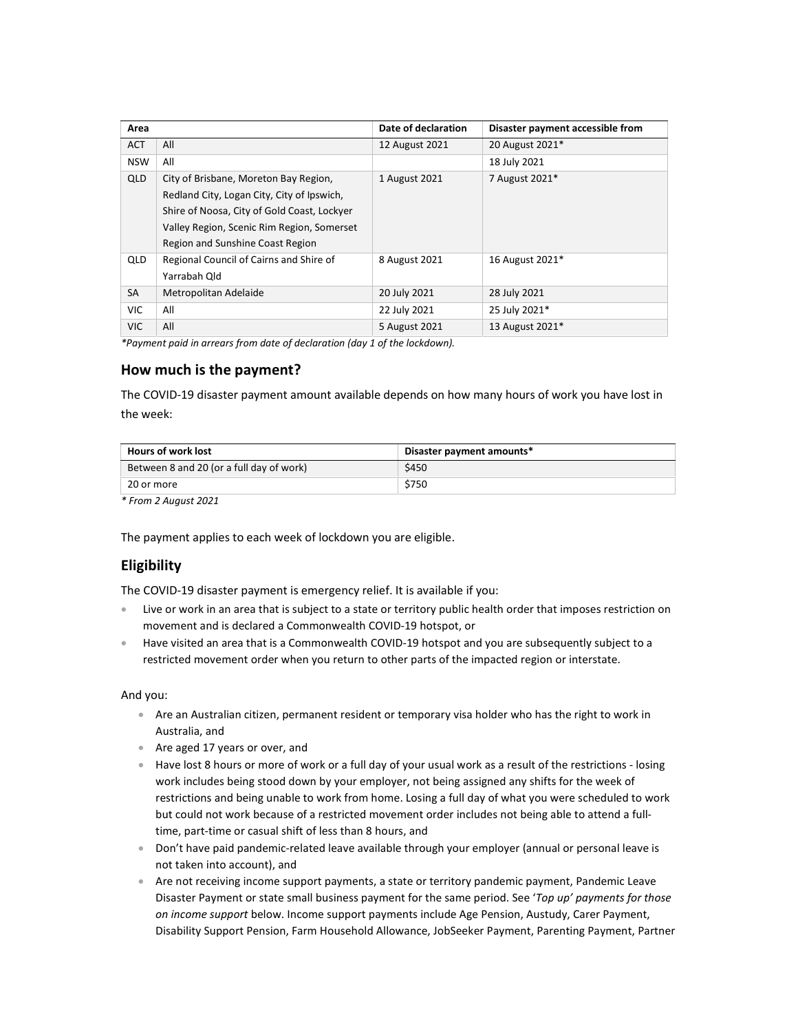| Area | | Date of declaration | Disaster payment accessible from |
|---|---|---|---|
| ACT | All | 12 August 2021 | 20 August 2021* |
| NSW | All | | 18 July 2021 |
| QLD | City of Brisbane, Moreton Bay Region, Redland City, Logan City, City of Ipswich, Shire of Noosa, City of Gold Coast, Lockyer Valley Region, Scenic Rim Region, Somerset Region and Sunshine Coast Region | 1 August 2021 | 7 August 2021* |
| QLD | Regional Council of Cairns and Shire of Yarrabah Qld | 8 August 2021 | 16 August 2021* |
| SA | Metropolitan Adelaide | 20 July 2021 | 28 July 2021 |
| VIC | All | 22 July 2021 | 25 July 2021* |
| VIC | All | 5 August 2021 | 13 August 2021* |

*Payment paid in arrears from date of declaration (day 1 of the lockdown).*

## How much is the payment?

The COVID-19 disaster payment amount available depends on how many hours of work you have lost in the week:

| Hours of work lost | Disaster payment amounts* |
|---|---|
| Between 8 and 20 (or a full day of work) | $450 |
| 20 or more | $750 |

*\* From 2 August 2021*

The payment applies to each week of lockdown you are eligible.

## Eligibility

The COVID-19 disaster payment is emergency relief. It is available if you:

- Live or work in an area that is subject to a state or territory public health order that imposes restriction on movement and is declared a Commonwealth COVID-19 hotspot, or
- Have visited an area that is a Commonwealth COVID-19 hotspot and you are subsequently subject to a restricted movement order when you return to other parts of the impacted region or interstate.

And you:

- Are an Australian citizen, permanent resident or temporary visa holder who has the right to work in Australia, and
- Are aged 17 years or over, and
- Have lost 8 hours or more of work or a full day of your usual work as a result of the restrictions - losing work includes being stood down by your employer, not being assigned any shifts for the week of restrictions and being unable to work from home. Losing a full day of what you were scheduled to work but could not work because of a restricted movement order includes not being able to attend a full-time, part-time or casual shift of less than 8 hours, and
- Don't have paid pandemic-related leave available through your employer (annual or personal leave is not taken into account), and
- Are not receiving income support payments, a state or territory pandemic payment, Pandemic Leave Disaster Payment or state small business payment for the same period. See '*Top up' payments for those on income support* below. Income support payments include Age Pension, Austudy, Carer Payment, Disability Support Pension, Farm Household Allowance, JobSeeker Payment, Parenting Payment, Partner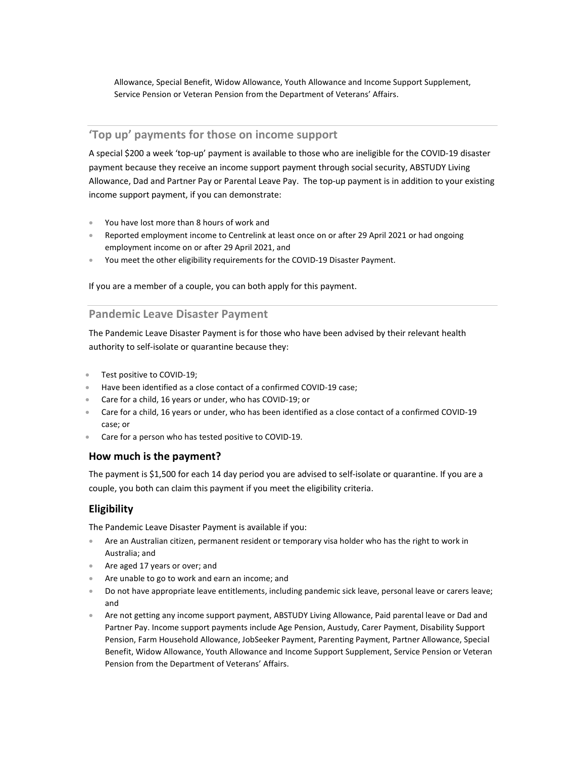Allowance, Special Benefit, Widow Allowance, Youth Allowance and Income Support Supplement, Service Pension or Veteran Pension from the Department of Veterans' Affairs.

## 'Top up' payments for those on income support

A special $200 a week 'top-up' payment is available to those who are ineligible for the COVID-19 disaster payment because they receive an income support payment through social security, ABSTUDY Living Allowance, Dad and Partner Pay or Parental Leave Pay. The top-up payment is in addition to your existing income support payment, if you can demonstrate:

- You have lost more than 8 hours of work and
- Reported employment income to Centrelink at least once on or after 29 April 2021 or had ongoing employment income on or after 29 April 2021, and
- You meet the other eligibility requirements for the COVID-19 Disaster Payment.

If you are a member of a couple, you can both apply for this payment.

## Pandemic Leave Disaster Payment

The Pandemic Leave Disaster Payment is for those who have been advised by their relevant health authority to self-isolate or quarantine because they:

- Test positive to COVID-19;
- Have been identified as a close contact of a confirmed COVID-19 case;
- Care for a child, 16 years or under, who has COVID-19; or
- Care for a child, 16 years or under, who has been identified as a close contact of a confirmed COVID-19 case; or
- Care for a person who has tested positive to COVID-19.

### How much is the payment?

The payment is $1,500 for each 14 day period you are advised to self-isolate or quarantine. If you are a couple, you both can claim this payment if you meet the eligibility criteria.

### Eligibility

The Pandemic Leave Disaster Payment is available if you:

- Are an Australian citizen, permanent resident or temporary visa holder who has the right to work in Australia; and
- Are aged 17 years or over; and
- Are unable to go to work and earn an income; and
- Do not have appropriate leave entitlements, including pandemic sick leave, personal leave or carers leave; and
- Are not getting any income support payment, ABSTUDY Living Allowance, Paid parental leave or Dad and Partner Pay. Income support payments include Age Pension, Austudy, Carer Payment, Disability Support Pension, Farm Household Allowance, JobSeeker Payment, Parenting Payment, Partner Allowance, Special Benefit, Widow Allowance, Youth Allowance and Income Support Supplement, Service Pension or Veteran Pension from the Department of Veterans' Affairs.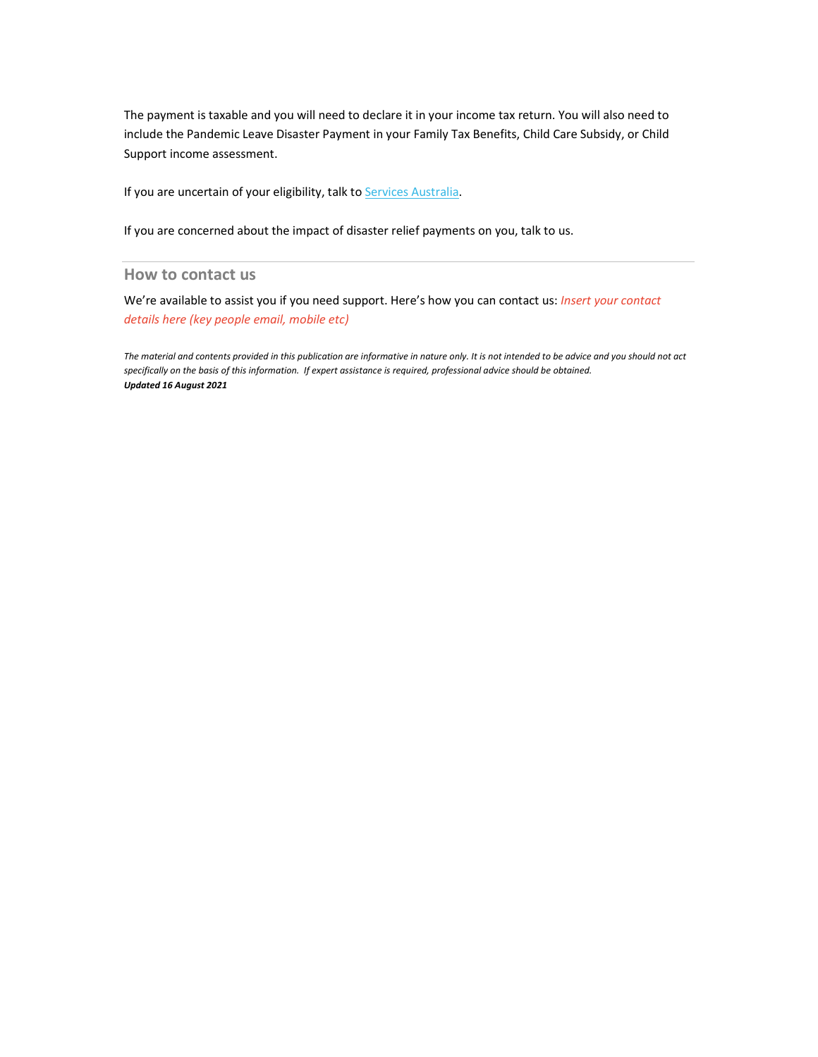The payment is taxable and you will need to declare it in your income tax return. You will also need to include the Pandemic Leave Disaster Payment in your Family Tax Benefits, Child Care Subsidy, or Child Support income assessment.

If you are uncertain of your eligibility, talk to Services Australia.

If you are concerned about the impact of disaster relief payments on you, talk to us.

---

## How to contact us

We're available to assist you if you need support. Here's how you can contact us: *Insert your contact details here (key people email, mobile etc)*

*The material and contents provided in this publication are informative in nature only. It is not intended to be advice and you should not act specifically on the basis of this information. If expert assistance is required, professional advice should be obtained.*
***Updated 16 August 2021***